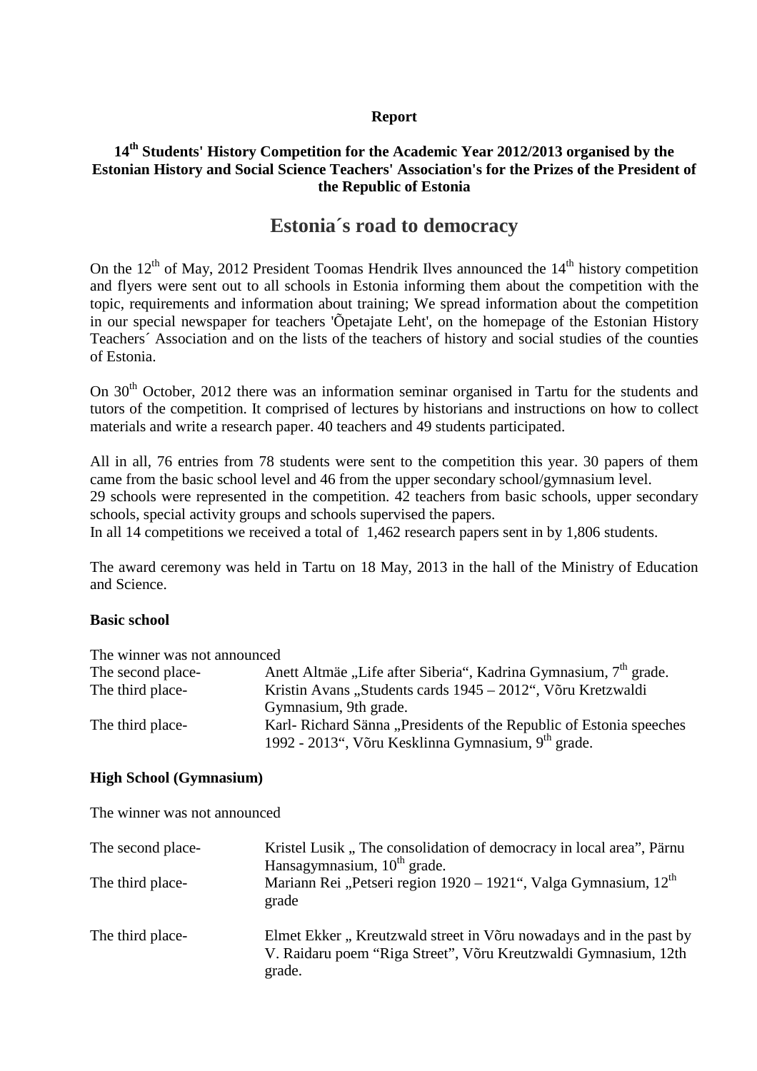**Report**

**14th Students' History Competition for the Academic Year 2012/2013 organised by the Estonian History and Social Science Teachers' Association's for the Prizes of the President of the Republic of Estonia**

# Estonia´s road to democracy

On the 12th of May, 2012 President Toomas Hendrik Ilves announced the 14th history competition and flyers were sent out to all schools in Estonia informing them about the competition with the topic, requirements and information about training; We spread information about the competition in our special newspaper for teachers 'Õpetajate Leht', on the homepage of the Estonian History Teachers´ Association and on the lists of the teachers of history and social studies of the counties of Estonia.

On 30th October, 2012 there was an information seminar organised in Tartu for the students and tutors of the competition. It comprised of lectures by historians and instructions on how to collect materials and write a research paper. 40 teachers and 49 students participated.

All in all, 76 entries from 78 students were sent to the competition this year. 30 papers of them came from the basic school level and 46 from the upper secondary school/gymnasium level.
29 schools were represented in the competition. 42 teachers from basic schools, upper secondary schools, special activity groups and schools supervised the papers.
In all 14 competitions we received a total of 1,462 research papers sent in by 1,806 students.

The award ceremony was held in Tartu on 18 May, 2013 in the hall of the Ministry of Education and Science.

**Basic school**

The winner was not announced

| | |
|---|---|
| The second place- | Anett Altmäe „Life after Siberia“, Kadrina Gymnasium, 7th grade. |
| The third place- | Kristin Avans „Students cards 1945 – 2012“, Võru Kretzwaldi Gymnasium, 9th grade. |
| The third place- | Karl- Richard Sänna „Presidents of the Republic of Estonia speeches 1992 - 2013“, Võru Kesklinna Gymnasium, 9th grade. |

**High School (Gymnasium)**

The winner was not announced

| | |
|---|---|
| The second place- | Kristel Lusik „ The consolidation of democracy in local area”, Pärnu Hansagymnasium, 10th grade. |
| The third place- | Mariann Rei „Petseri region 1920 – 1921“, Valga Gymnasium, 12th grade |
| The third place- | Elmet Ekker „ Kreutzwald street in Võru nowadays and in the past by V. Raidaru poem “Riga Street”, Võru Kreutzwaldi Gymnasium, 12th grade. |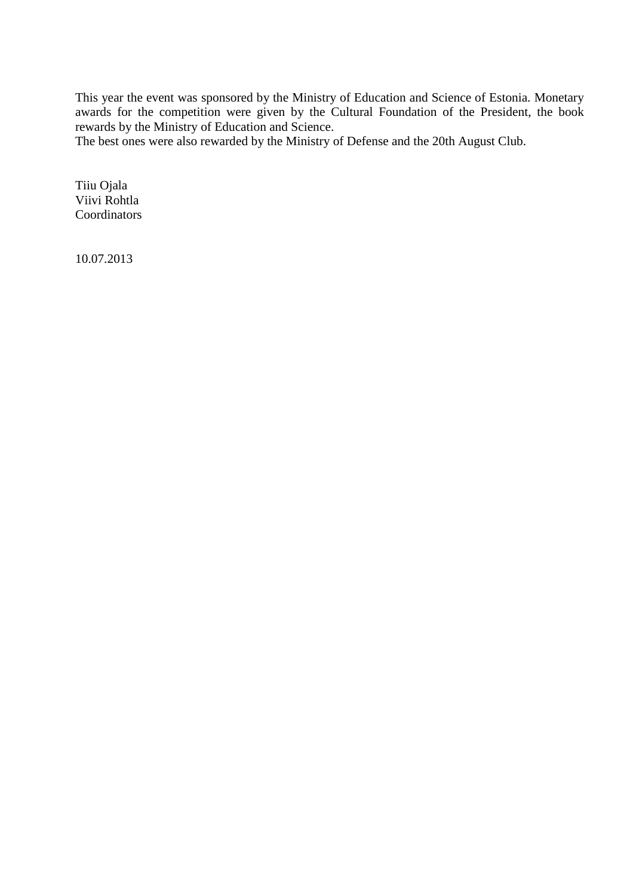This year the event was sponsored by the Ministry of Education and Science of Estonia. Monetary awards for the competition were given by the Cultural Foundation of the President, the book rewards by the Ministry of Education and Science.
The best ones were also rewarded by the Ministry of Defense and the 20th August Club.

Tiiu Ojala
Viivi Rohtla
Coordinators

10.07.2013